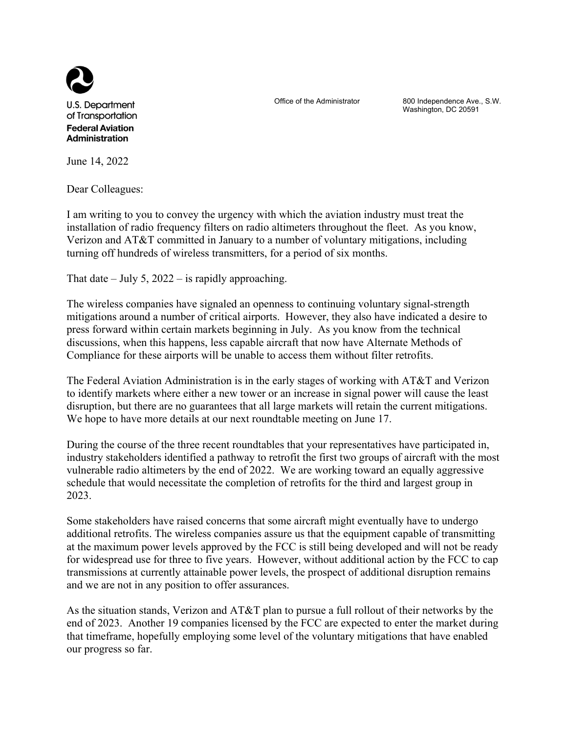U.S. Department of Transportation
**Federal Aviation Administration**

Office of the Administrator

800 Independence Ave., S.W.
Washington, DC 20591

June 14, 2022

Dear Colleagues:

I am writing to you to convey the urgency with which the aviation industry must treat the installation of radio frequency filters on radio altimeters throughout the fleet. As you know, Verizon and AT&T committed in January to a number of voluntary mitigations, including turning off hundreds of wireless transmitters, for a period of six months.

That date – July 5, 2022 – is rapidly approaching.

The wireless companies have signaled an openness to continuing voluntary signal-strength mitigations around a number of critical airports. However, they also have indicated a desire to press forward within certain markets beginning in July. As you know from the technical discussions, when this happens, less capable aircraft that now have Alternate Methods of Compliance for these airports will be unable to access them without filter retrofits.

The Federal Aviation Administration is in the early stages of working with AT&T and Verizon to identify markets where either a new tower or an increase in signal power will cause the least disruption, but there are no guarantees that all large markets will retain the current mitigations. We hope to have more details at our next roundtable meeting on June 17.

During the course of the three recent roundtables that your representatives have participated in, industry stakeholders identified a pathway to retrofit the first two groups of aircraft with the most vulnerable radio altimeters by the end of 2022. We are working toward an equally aggressive schedule that would necessitate the completion of retrofits for the third and largest group in 2023.

Some stakeholders have raised concerns that some aircraft might eventually have to undergo additional retrofits. The wireless companies assure us that the equipment capable of transmitting at the maximum power levels approved by the FCC is still being developed and will not be ready for widespread use for three to five years. However, without additional action by the FCC to cap transmissions at currently attainable power levels, the prospect of additional disruption remains and we are not in any position to offer assurances.

As the situation stands, Verizon and AT&T plan to pursue a full rollout of their networks by the end of 2023. Another 19 companies licensed by the FCC are expected to enter the market during that timeframe, hopefully employing some level of the voluntary mitigations that have enabled our progress so far.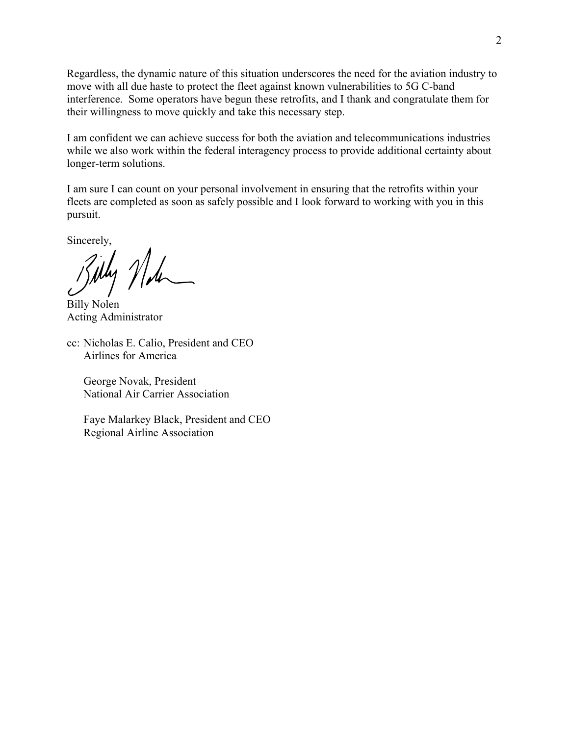Regardless, the dynamic nature of this situation underscores the need for the aviation industry to move with all due haste to protect the fleet against known vulnerabilities to 5G C-band interference. Some operators have begun these retrofits, and I thank and congratulate them for their willingness to move quickly and take this necessary step.

I am confident we can achieve success for both the aviation and telecommunications industries while we also work within the federal interagency process to provide additional certainty about longer-term solutions.

I am sure I can count on your personal involvement in ensuring that the retrofits within your fleets are completed as soon as safely possible and I look forward to working with you in this pursuit.

Sincerely,

Billy Nolen
Acting Administrator

cc: Nicholas E. Calio, President and CEO
Airlines for America

George Novak, President
National Air Carrier Association

Faye Malarkey Black, President and CEO
Regional Airline Association